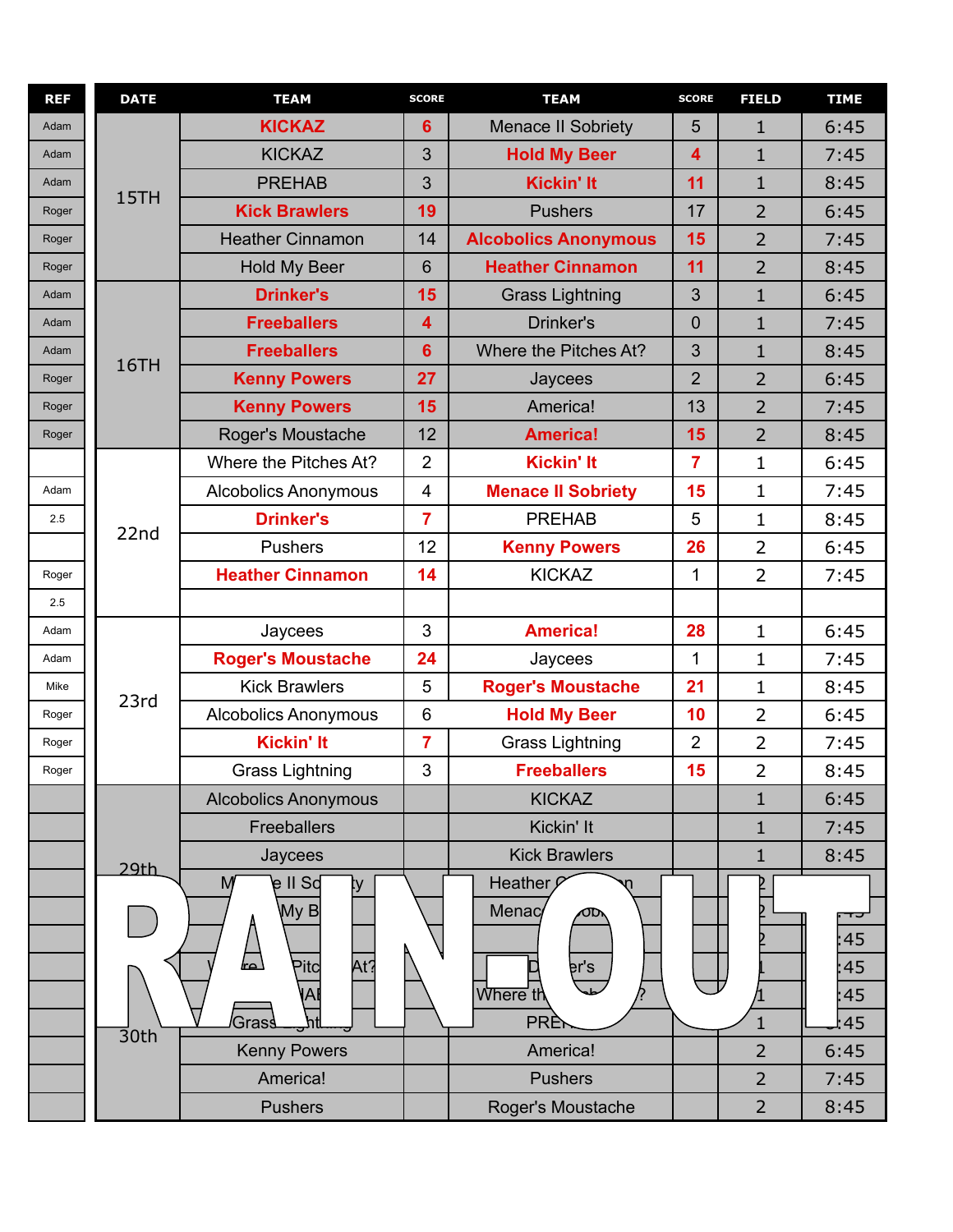| REF | DATE | TEAM | SCORE | TEAM | SCORE | FIELD | TIME |
|---|---|---|---|---|---|---|---|
| Adam | 15TH | **KICKAZ** | **6** | Menace II Sobriety | 5 | 1 | 6:45 |
| Adam | | KICKAZ | 3 | **Hold My Beer** | **4** | 1 | 7:45 |
| Adam | | PREHAB | 3 | **Kickin' It** | **11** | 1 | 8:45 |
| Roger | | **Kick Brawlers** | **19** | Pushers | 17 | 2 | 6:45 |
| Roger | | Heather Cinnamon | 14 | **Alcobolics Anonymous** | **15** | 2 | 7:45 |
| Roger | | Hold My Beer | 6 | **Heather Cinnamon** | **11** | 2 | 8:45 |
| Adam | 16TH | **Drinker's** | **15** | Grass Lightning | 3 | 1 | 6:45 |
| Adam | | **Freeballers** | **4** | Drinker's | 0 | 1 | 7:45 |
| Adam | | **Freeballers** | **6** | Where the Pitches At? | 3 | 1 | 8:45 |
| Roger | | **Kenny Powers** | **27** | Jaycees | 2 | 2 | 6:45 |
| Roger | | **Kenny Powers** | **15** | America! | 13 | 2 | 7:45 |
| Roger | | Roger's Moustache | 12 | **America!** | **15** | 2 | 8:45 |
| | 22nd | Where the Pitches At? | 2 | **Kickin' It** | **7** | 1 | 6:45 |
| Adam | | Alcobolics Anonymous | 4 | **Menace II Sobriety** | **15** | 1 | 7:45 |
| 2.5 | | **Drinker's** | **7** | PREHAB | 5 | 1 | 8:45 |
| | | Pushers | 12 | **Kenny Powers** | **26** | 2 | 6:45 |
| Roger | | **Heather Cinnamon** | **14** | KICKAZ | 1 | 2 | 7:45 |
| 2.5 | | | | | | | |
| Adam | 23rd | Jaycees | 3 | **America!** | **28** | 1 | 6:45 |
| Adam | | **Roger's Moustache** | **24** | Jaycees | 1 | 1 | 7:45 |
| Mike | | Kick Brawlers | 5 | **Roger's Moustache** | **21** | 1 | 8:45 |
| Roger | | Alcobolics Anonymous | 6 | **Hold My Beer** | **10** | 2 | 6:45 |
| Roger | | **Kickin' It** | **7** | Grass Lightning | 2 | 2 | 7:45 |
| Roger | | Grass Lightning | 3 | **Freeballers** | **15** | 2 | 8:45 |
| | 29th | Alcobolics Anonymous | | KICKAZ | | 1 | 6:45 |
| | | Freeballers | | Kickin' It | | 1 | 7:45 |
| | | Jaycees | | Kick Brawlers | | 1 | 8:45 |
| | | Menace II Sobriety | | Heather Cinnamon | | 2 | 6:45 |
| | | Hold My Beer | | Menace II Sobriety | | 2 | 7:45 |
| | | | | | | 2 | 8:45 |
| | 30th | Where the Pitches At? | | Drinker's | | 1 | 6:45 |
| | | PREHAB | | Where the Pitches At? | | 1 | 7:45 |
| | | Grass Lightning | | PREHAB | | 1 | 8:45 |
| | | Kenny Powers | | America! | | 2 | 6:45 |
| | | America! | | Pushers | | 2 | 7:45 |
| | | Pushers | | Roger's Moustache | | 2 | 8:45 |

RAIN-OUT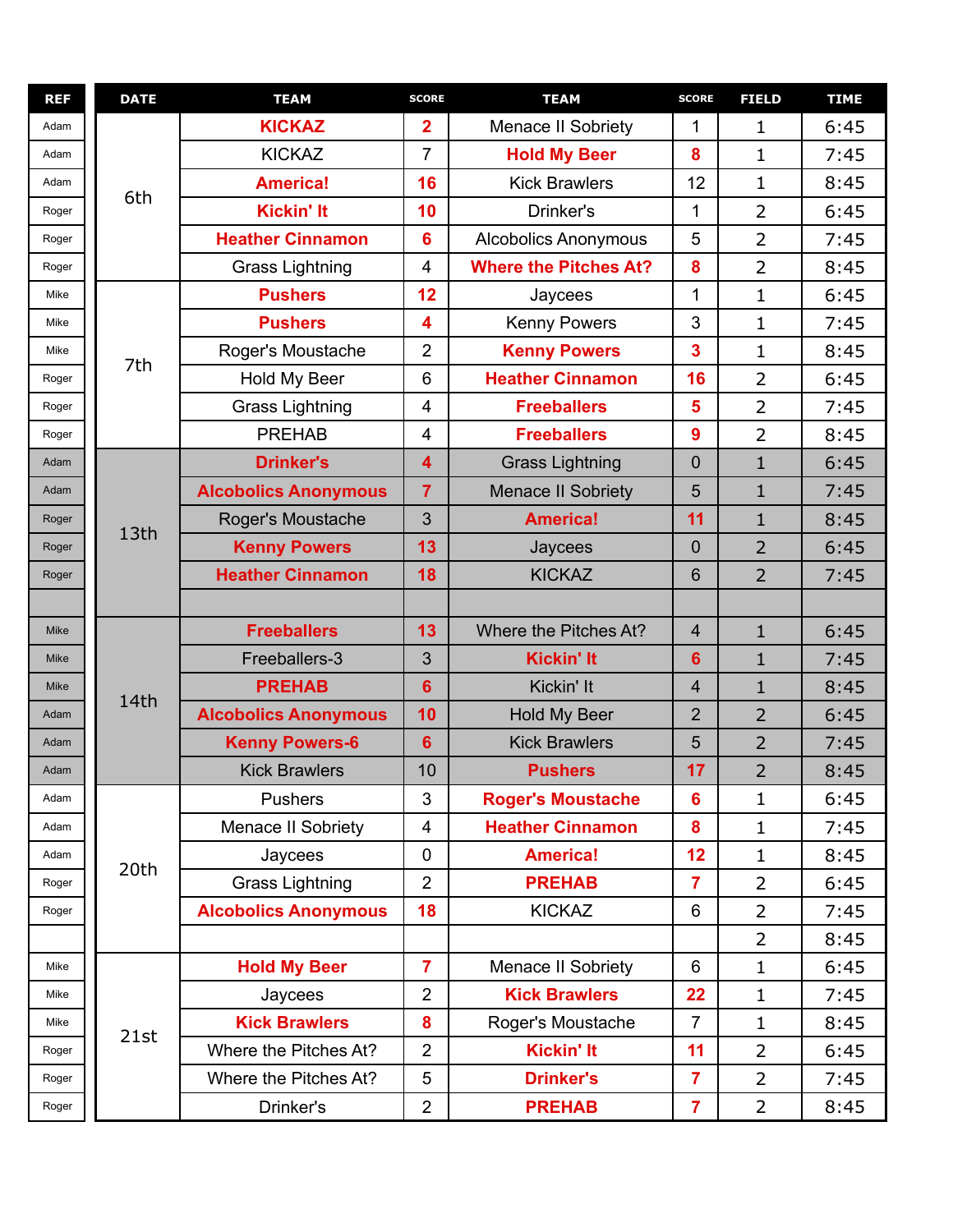| REF | DATE | TEAM | SCORE | TEAM | SCORE | FIELD | TIME |
|---|---|---|---|---|---|---|---|
| Adam | 6th | **KICKAZ** | **2** | Menace II Sobriety | 1 | 1 | 6:45 |
| Adam | | KICKAZ | 7 | **Hold My Beer** | **8** | 1 | 7:45 |
| Adam | | **America!** | **16** | Kick Brawlers | 12 | 1 | 8:45 |
| Roger | | **Kickin' It** | **10** | Drinker's | 1 | 2 | 6:45 |
| Roger | | **Heather Cinnamon** | **6** | Alcobolics Anonymous | 5 | 2 | 7:45 |
| Roger | | Grass Lightning | 4 | **Where the Pitches At?** | **8** | 2 | 8:45 |
| Mike | 7th | **Pushers** | **12** | Jaycees | 1 | 1 | 6:45 |
| Mike | | **Pushers** | **4** | Kenny Powers | 3 | 1 | 7:45 |
| Mike | | Roger's Moustache | 2 | **Kenny Powers** | **3** | 1 | 8:45 |
| Roger | | Hold My Beer | 6 | **Heather Cinnamon** | **16** | 2 | 6:45 |
| Roger | | Grass Lightning | 4 | **Freeballers** | **5** | 2 | 7:45 |
| Roger | | PREHAB | 4 | **Freeballers** | **9** | 2 | 8:45 |
| Adam | 13th | **Drinker's** | **4** | Grass Lightning | 0 | 1 | 6:45 |
| Adam | | **Alcobolics Anonymous** | **7** | Menace II Sobriety | 5 | 1 | 7:45 |
| Roger | | Roger's Moustache | 3 | **America!** | **11** | 1 | 8:45 |
| Roger | | **Kenny Powers** | **13** | Jaycees | 0 | 2 | 6:45 |
| Roger | | **Heather Cinnamon** | **18** | KICKAZ | 6 | 2 | 7:45 |
| | | | | | | | |
| Mike | 14th | **Freeballers** | **13** | Where the Pitches At? | 4 | 1 | 6:45 |
| Mike | | Freeballers-3 | 3 | **Kickin' It** | **6** | 1 | 7:45 |
| Mike | | **PREHAB** | **6** | Kickin' It | 4 | 1 | 8:45 |
| Adam | | **Alcobolics Anonymous** | **10** | Hold My Beer | 2 | 2 | 6:45 |
| Adam | | **Kenny Powers-6** | **6** | Kick Brawlers | 5 | 2 | 7:45 |
| Adam | | Kick Brawlers | 10 | **Pushers** | **17** | 2 | 8:45 |
| Adam | 20th | Pushers | 3 | **Roger's Moustache** | **6** | 1 | 6:45 |
| Adam | | Menace II Sobriety | 4 | **Heather Cinnamon** | **8** | 1 | 7:45 |
| Adam | | Jaycees | 0 | **America!** | **12** | 1 | 8:45 |
| Roger | | Grass Lightning | 2 | **PREHAB** | **7** | 2 | 6:45 |
| Roger | | **Alcobolics Anonymous** | **18** | KICKAZ | 6 | 2 | 7:45 |
| | | | | | | 2 | 8:45 |
| Mike | 21st | **Hold My Beer** | **7** | Menace II Sobriety | 6 | 1 | 6:45 |
| Mike | | Jaycees | 2 | **Kick Brawlers** | **22** | 1 | 7:45 |
| Mike | | **Kick Brawlers** | **8** | Roger's Moustache | 7 | 1 | 8:45 |
| Roger | | Where the Pitches At? | 2 | **Kickin' It** | **11** | 2 | 6:45 |
| Roger | | Where the Pitches At? | 5 | **Drinker's** | **7** | 2 | 7:45 |
| Roger | | Drinker's | 2 | **PREHAB** | **7** | 2 | 8:45 |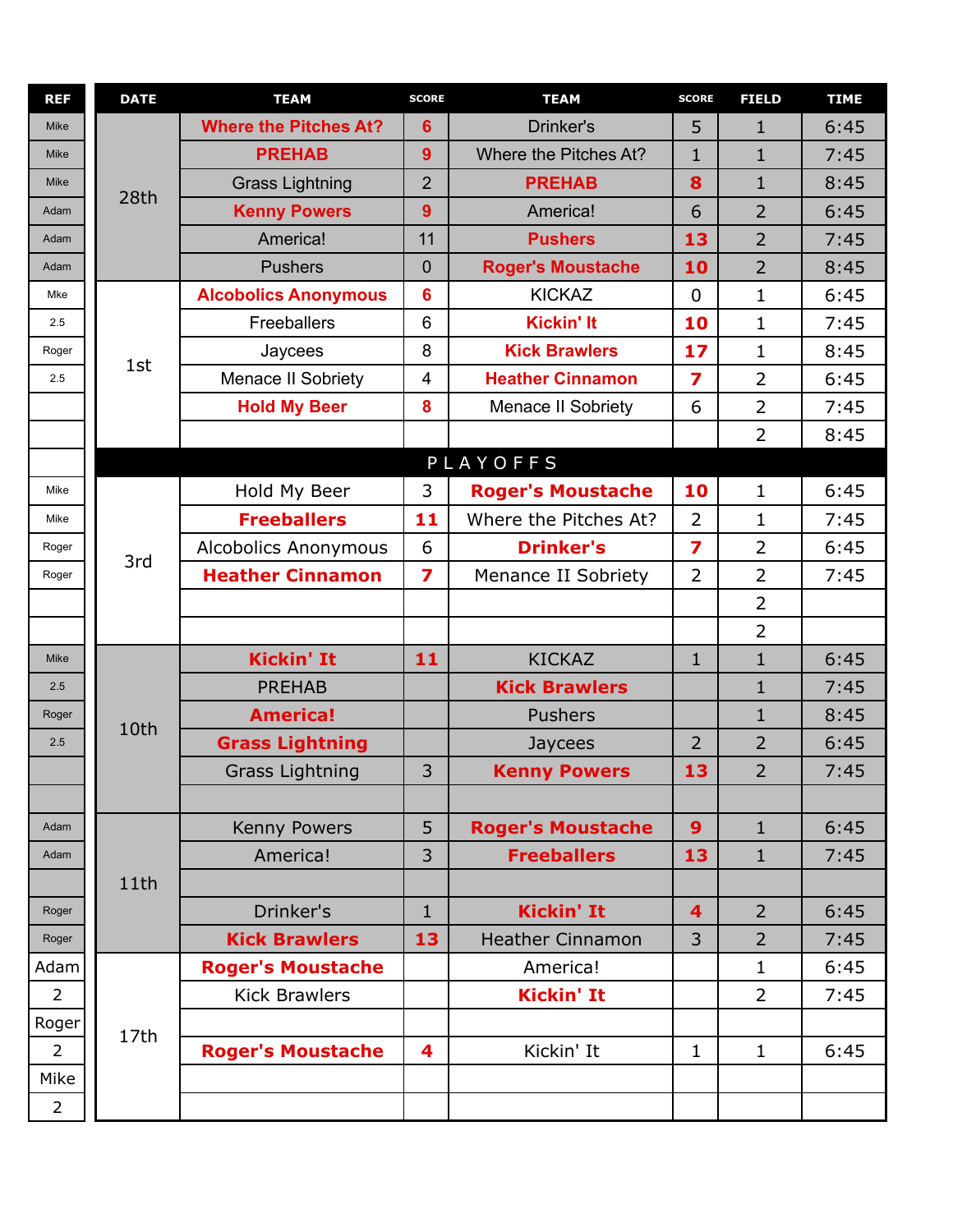| REF | DATE | TEAM | SCORE | TEAM | SCORE | FIELD | TIME |
|---|---|---|---|---|---|---|---|
| Mike | 28th | **Where the Pitches At?** | **6** | Drinker's | 5 | 1 | 6:45 |
| Mike | | **PREHAB** | **9** | Where the Pitches At? | 1 | 1 | 7:45 |
| Mike | | Grass Lightning | 2 | **PREHAB** | **8** | 1 | 8:45 |
| Adam | | **Kenny Powers** | **9** | America! | 6 | 2 | 6:45 |
| Adam | | America! | 11 | **Pushers** | **13** | 2 | 7:45 |
| Adam | | Pushers | 0 | **Roger's Moustache** | **10** | 2 | 8:45 |
| Mke | 1st | **Alcobolics Anonymous** | **6** | KICKAZ | 0 | 1 | 6:45 |
| 2.5 | | Freeballers | 6 | **Kickin' It** | **10** | 1 | 7:45 |
| Roger | | Jaycees | 8 | **Kick Brawlers** | **17** | 1 | 8:45 |
| 2.5 | | Menace II Sobriety | 4 | **Heather Cinnamon** | **7** | 2 | 6:45 |
| | | **Hold My Beer** | **8** | Menace II Sobriety | 6 | 2 | 7:45 |
| | | | | | | 2 | 8:45 |
| | PLAYOFFS | | | | | | |
| Mike | 3rd | Hold My Beer | 3 | **Roger's Moustache** | **10** | 1 | 6:45 |
| Mike | | **Freeballers** | **11** | Where the Pitches At? | 2 | 1 | 7:45 |
| Roger | | Alcobolics Anonymous | 6 | **Drinker's** | **7** | 2 | 6:45 |
| Roger | | **Heather Cinnamon** | **7** | Menance II Sobriety | 2 | 2 | 7:45 |
| | | | | | | 2 | |
| | | | | | | 2 | |
| Mike | 10th | **Kickin' It** | **11** | KICKAZ | 1 | 1 | 6:45 |
| 2.5 | | PREHAB | | **Kick Brawlers** | | 1 | 7:45 |
| Roger | | **America!** | | Pushers | | 1 | 8:45 |
| 2.5 | | **Grass Lightning** | | Jaycees | 2 | 2 | 6:45 |
| | | Grass Lightning | 3 | **Kenny Powers** | **13** | 2 | 7:45 |
| | | | | | | | |
| Adam | 11th | Kenny Powers | 5 | **Roger's Moustache** | **9** | 1 | 6:45 |
| Adam | | America! | 3 | **Freeballers** | **13** | 1 | 7:45 |
| | | | | | | | |
| Roger | | Drinker's | 1 | **Kickin' It** | **4** | 2 | 6:45 |
| Roger | | **Kick Brawlers** | **13** | Heather Cinnamon | 3 | 2 | 7:45 |
| Adam | 17th | **Roger's Moustache** | | America! | | 1 | 6:45 |
| 2 | | Kick Brawlers | | **Kickin' It** | | 2 | 7:45 |
| Roger | | | | | | | |
| 2 | | **Roger's Moustache** | **4** | Kickin' It | 1 | 1 | 6:45 |
| Mike | | | | | | | |
| 2 | | | | | | | |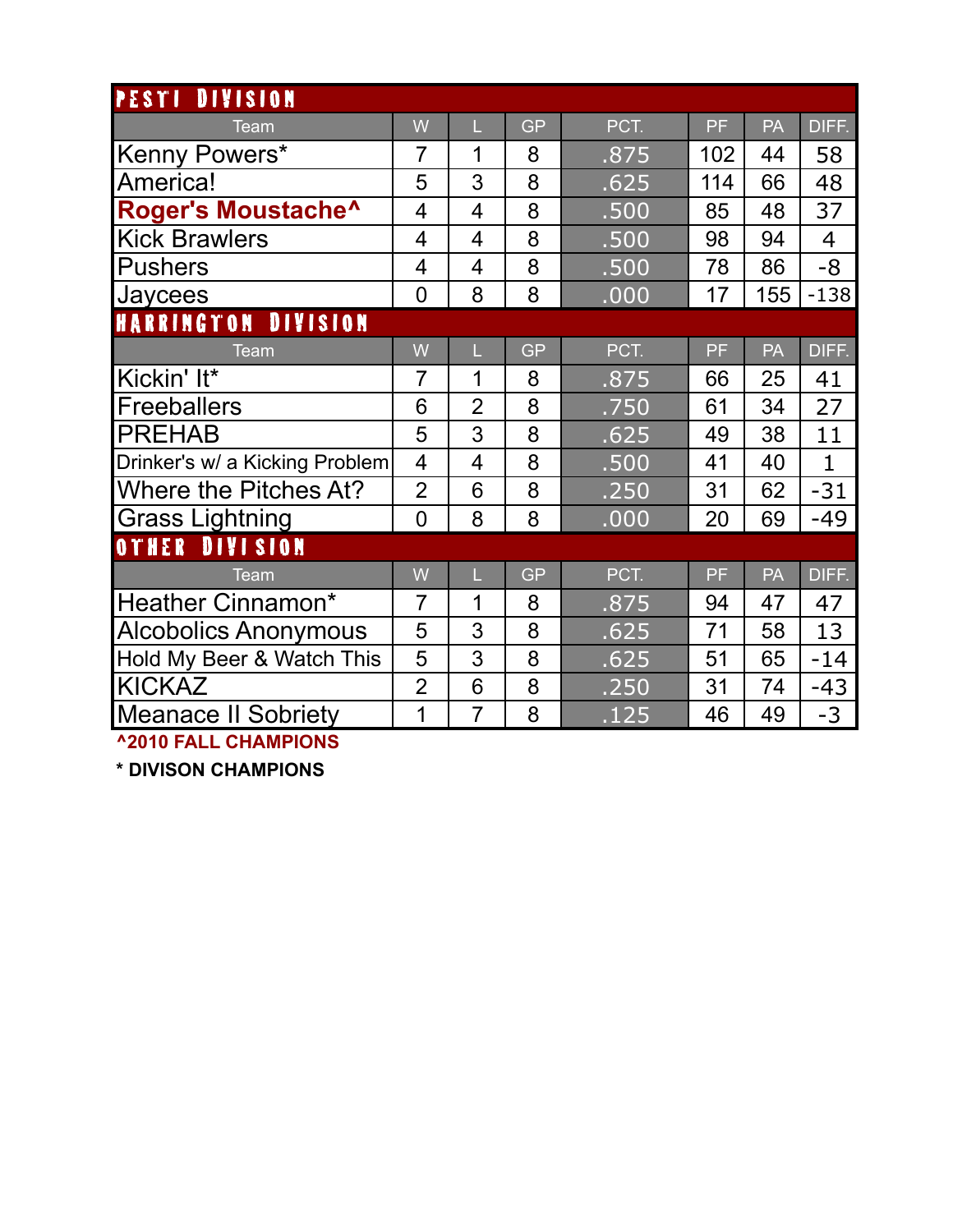## PESTI DIVISION

| Team | W | L | GP | PCT. | PF | PA | DIFF. |
|---|---|---|---|---|---|---|---|
| Kenny Powers* | 7 | 1 | 8 | .875 | 102 | 44 | 58 |
| America! | 5 | 3 | 8 | .625 | 114 | 66 | 48 |
| **Roger's Moustache^** | 4 | 4 | 8 | .500 | 85 | 48 | 37 |
| Kick Brawlers | 4 | 4 | 8 | .500 | 98 | 94 | 4 |
| Pushers | 4 | 4 | 8 | .500 | 78 | 86 | -8 |
| Jaycees | 0 | 8 | 8 | .000 | 17 | 155 | -138 |

## HARRINGTON DIVISION

| Team | W | L | GP | PCT. | PF | PA | DIFF. |
|---|---|---|---|---|---|---|---|
| Kickin' It* | 7 | 1 | 8 | .875 | 66 | 25 | 41 |
| Freeballers | 6 | 2 | 8 | .750 | 61 | 34 | 27 |
| PREHAB | 5 | 3 | 8 | .625 | 49 | 38 | 11 |
| Drinker's w/ a Kicking Problem | 4 | 4 | 8 | .500 | 41 | 40 | 1 |
| Where the Pitches At? | 2 | 6 | 8 | .250 | 31 | 62 | -31 |
| Grass Lightning | 0 | 8 | 8 | .000 | 20 | 69 | -49 |

## OTHER DIVISION

| Team | W | L | GP | PCT. | PF | PA | DIFF. |
|---|---|---|---|---|---|---|---|
| Heather Cinnamon* | 7 | 1 | 8 | .875 | 94 | 47 | 47 |
| Alcobolics Anonymous | 5 | 3 | 8 | .625 | 71 | 58 | 13 |
| Hold My Beer & Watch This | 5 | 3 | 8 | .625 | 51 | 65 | -14 |
| KICKAZ | 2 | 6 | 8 | .250 | 31 | 74 | -43 |
| Meanace II Sobriety | 1 | 7 | 8 | .125 | 46 | 49 | -3 |

**^2010 FALL CHAMPIONS**

**\* DIVISON CHAMPIONS**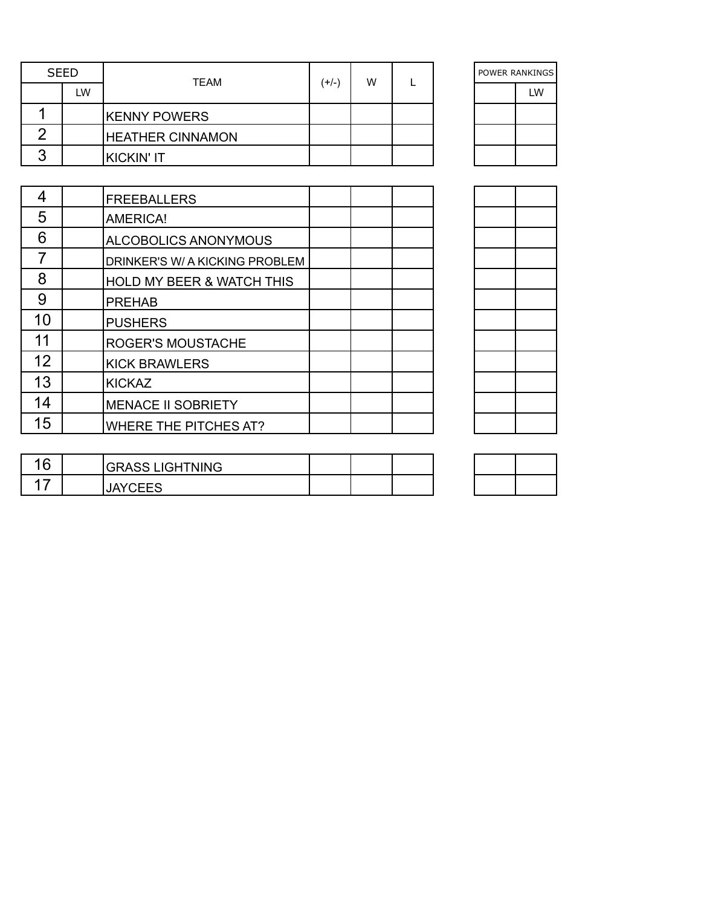| SEED | | TEAM | (+/-) | W | L | POWER RANKINGS | |
|---|---|---|---|---|---|---|---|
| | LW | | | | | | LW |
| 1 | | KENNY POWERS | | | | | |
| 2 | | HEATHER CINNAMON | | | | | |
| 3 | | KICKIN' IT | | | | | |
| 4 | | FREEBALLERS | | | | | |
| 5 | | AMERICA! | | | | | |
| 6 | | ALCOBOLICS ANONYMOUS | | | | | |
| 7 | | DRINKER'S W/ A KICKING PROBLEM | | | | | |
| 8 | | HOLD MY BEER & WATCH THIS | | | | | |
| 9 | | PREHAB | | | | | |
| 10 | | PUSHERS | | | | | |
| 11 | | ROGER'S MOUSTACHE | | | | | |
| 12 | | KICK BRAWLERS | | | | | |
| 13 | | KICKAZ | | | | | |
| 14 | | MENACE II SOBRIETY | | | | | |
| 15 | | WHERE THE PITCHES AT? | | | | | |
| 16 | | GRASS LIGHTNING | | | | | |
| 17 | | JAYCEES | | | | | |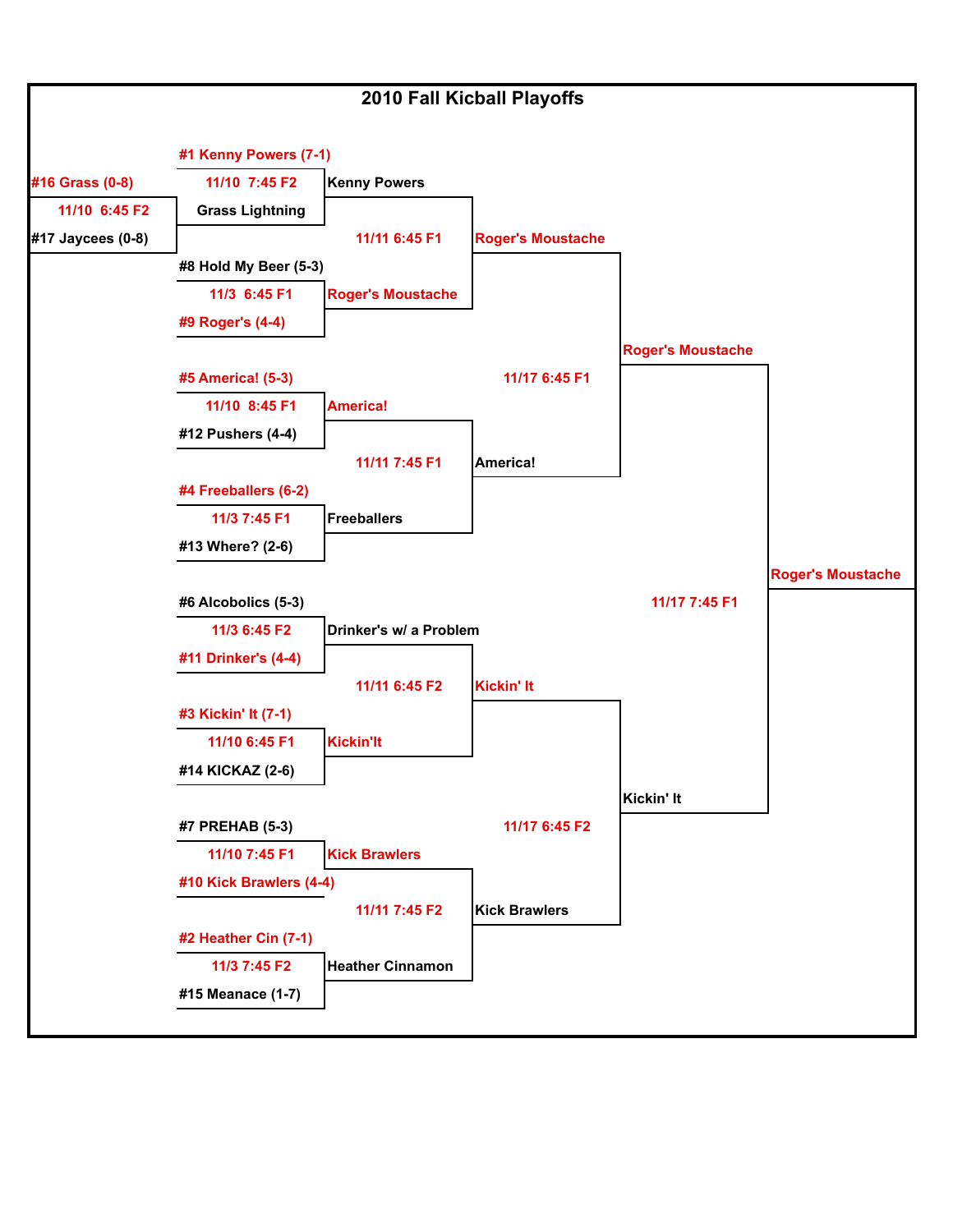# 2010 Fall Kicball Playoffs

#1 Kenny Powers (7-1)

#16 Grass (0-8)

11/10 6:45 F2

#17 Jaycees (0-8)

11/10 7:45 F2

Grass Lightning

Kenny Powers

#8 Hold My Beer (5-3)

11/3 6:45 F1

#9 Roger's (4-4)

Roger's Moustache

11/11 6:45 F1

Roger's Moustache

#5 America! (5-3)

11/10 8:45 F1

#12 Pushers (4-4)

America!

#4 Freeballers (6-2)

11/3 7:45 F1

#13 Where? (2-6)

Freeballers

11/11 7:45 F1

America!

11/17 6:45 F1

Roger's Moustache

#6 Alcobolics (5-3)

11/3 6:45 F2

#11 Drinker's (4-4)

Drinker's w/ a Problem

#3 Kickin' It (7-1)

11/10 6:45 F1

#14 KICKAZ (2-6)

Kickin'It

11/11 6:45 F2

Kickin' It

#7 PREHAB (5-3)

11/10 7:45 F1

#10 Kick Brawlers (4-4)

Kick Brawlers

#2 Heather Cin (7-1)

11/3 7:45 F2

#15 Meanace (1-7)

Heather Cinnamon

11/11 7:45 F2

Kick Brawlers

11/17 6:45 F2

Kickin' It

11/17 7:45 F1

Roger's Moustache